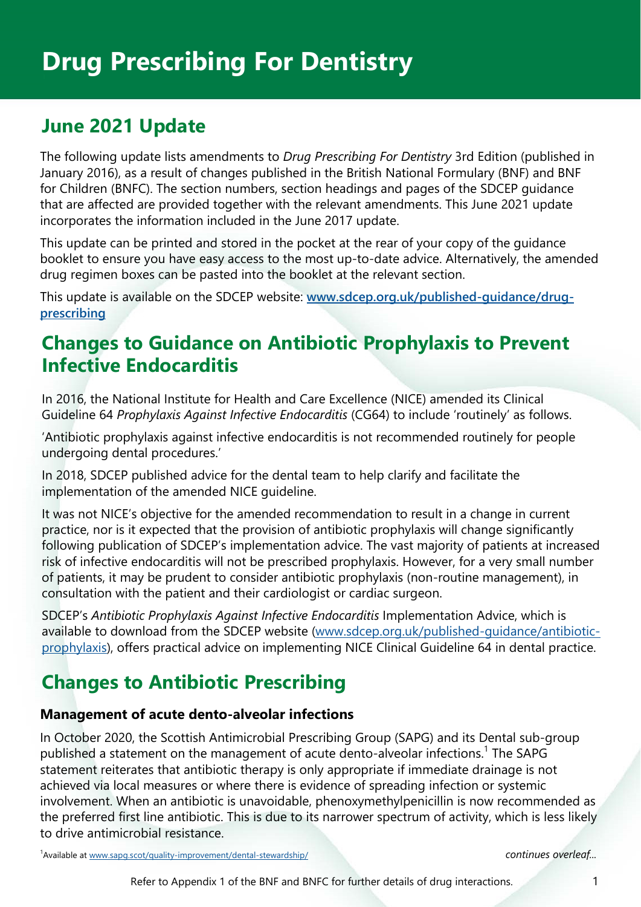# Drug Prescribing For Dentistry

## June 2021 Update

The following update lists amendments to *Drug Prescribing For Dentistry* 3rd Edition (published in January 2016), as a result of changes published in the British National Formulary (BNF) and BNF for Children (BNFC). The section numbers, section headings and pages of the SDCEP guidance that are affected are provided together with the relevant amendments. This June 2021 update incorporates the information included in the June 2017 update.

This update can be printed and stored in the pocket at the rear of your copy of the guidance booklet to ensure you have easy access to the most up-to-date advice. Alternatively, the amended drug regimen boxes can be pasted into the booklet at the relevant section.

This update is available on the SDCEP website: **www.sdcep.org.uk/published-guidance/drug-prescribing**

## Changes to Guidance on Antibiotic Prophylaxis to Prevent Infective Endocarditis

In 2016, the National Institute for Health and Care Excellence (NICE) amended its Clinical Guideline 64 *Prophylaxis Against Infective Endocarditis* (CG64) to include 'routinely' as follows.

'Antibiotic prophylaxis against infective endocarditis is not recommended routinely for people undergoing dental procedures.'

In 2018, SDCEP published advice for the dental team to help clarify and facilitate the implementation of the amended NICE guideline.

It was not NICE's objective for the amended recommendation to result in a change in current practice, nor is it expected that the provision of antibiotic prophylaxis will change significantly following publication of SDCEP's implementation advice. The vast majority of patients at increased risk of infective endocarditis will not be prescribed prophylaxis. However, for a very small number of patients, it may be prudent to consider antibiotic prophylaxis (non-routine management), in consultation with the patient and their cardiologist or cardiac surgeon.

SDCEP's *Antibiotic Prophylaxis Against Infective Endocarditis* Implementation Advice, which is available to download from the SDCEP website (www.sdcep.org.uk/published-guidance/antibiotic-prophylaxis), offers practical advice on implementing NICE Clinical Guideline 64 in dental practice.

## Changes to Antibiotic Prescribing

### Management of acute dento-alveolar infections

In October 2020, the Scottish Antimicrobial Prescribing Group (SAPG) and its Dental sub-group published a statement on the management of acute dento-alveolar infections.[1] The SAPG statement reiterates that antibiotic therapy is only appropriate if immediate drainage is not achieved via local measures or where there is evidence of spreading infection or systemic involvement. When an antibiotic is unavoidable, phenoxymethylpenicillin is now recommended as the preferred first line antibiotic. This is due to its narrower spectrum of activity, which is less likely to drive antimicrobial resistance.

[1]Available at www.sapg.scot/quality-improvement/dental-stewardship/

*continues overleaf...*

Refer to Appendix 1 of the BNF and BNFC for further details of drug interactions.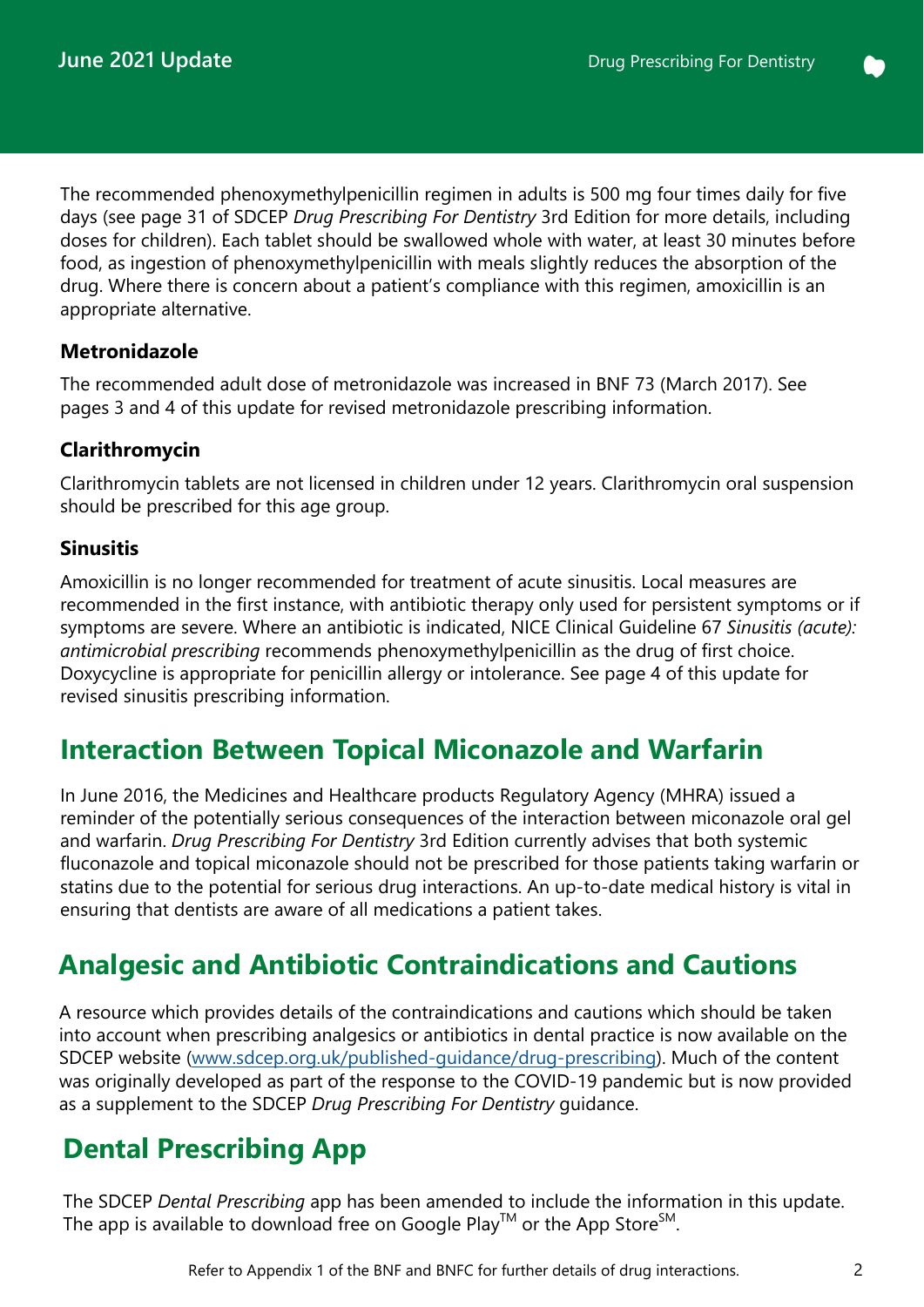The recommended phenoxymethylpenicillin regimen in adults is 500 mg four times daily for five days (see page 31 of SDCEP *Drug Prescribing For Dentistry* 3rd Edition for more details, including doses for children). Each tablet should be swallowed whole with water, at least 30 minutes before food, as ingestion of phenoxymethylpenicillin with meals slightly reduces the absorption of the drug. Where there is concern about a patient's compliance with this regimen, amoxicillin is an appropriate alternative.

### Metronidazole

The recommended adult dose of metronidazole was increased in BNF 73 (March 2017). See pages 3 and 4 of this update for revised metronidazole prescribing information.

### Clarithromycin

Clarithromycin tablets are not licensed in children under 12 years. Clarithromycin oral suspension should be prescribed for this age group.

### Sinusitis

Amoxicillin is no longer recommended for treatment of acute sinusitis. Local measures are recommended in the first instance, with antibiotic therapy only used for persistent symptoms or if symptoms are severe. Where an antibiotic is indicated, NICE Clinical Guideline 67 *Sinusitis (acute): antimicrobial prescribing* recommends phenoxymethylpenicillin as the drug of first choice. Doxycycline is appropriate for penicillin allergy or intolerance. See page 4 of this update for revised sinusitis prescribing information.

## Interaction Between Topical Miconazole and Warfarin

In June 2016, the Medicines and Healthcare products Regulatory Agency (MHRA) issued a reminder of the potentially serious consequences of the interaction between miconazole oral gel and warfarin. *Drug Prescribing For Dentistry* 3rd Edition currently advises that both systemic fluconazole and topical miconazole should not be prescribed for those patients taking warfarin or statins due to the potential for serious drug interactions. An up-to-date medical history is vital in ensuring that dentists are aware of all medications a patient takes.

## Analgesic and Antibiotic Contraindications and Cautions

A resource which provides details of the contraindications and cautions which should be taken into account when prescribing analgesics or antibiotics in dental practice is now available on the SDCEP website (www.sdcep.org.uk/published-guidance/drug-prescribing). Much of the content was originally developed as part of the response to the COVID-19 pandemic but is now provided as a supplement to the SDCEP *Drug Prescribing For Dentistry* guidance.

## Dental Prescribing App

The SDCEP *Dental Prescribing* app has been amended to include the information in this update. The app is available to download free on Google Play™ or the App Store℠.

Refer to Appendix 1 of the BNF and BNFC for further details of drug interactions.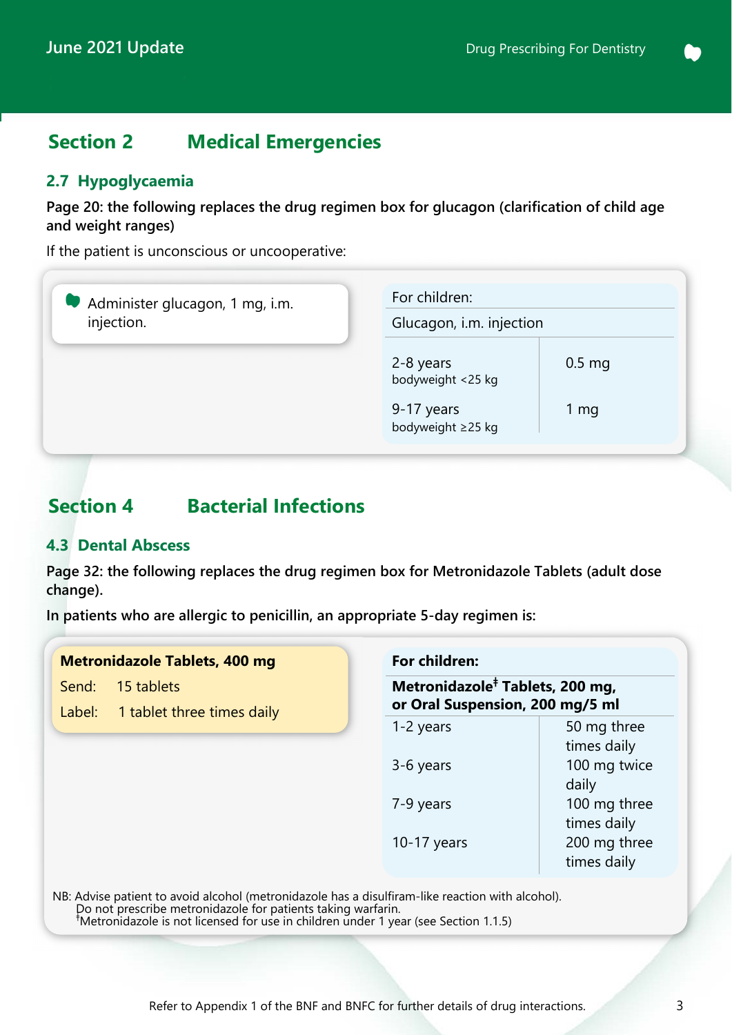## Section 2 Medical Emergencies

### 2.7 Hypoglycaemia

**Page 20: the following replaces the drug regimen box for glucagon (clarification of child age and weight ranges)**

If the patient is unconscious or uncooperative:

Administer glucagon, 1 mg, i.m. injection.

| For children: | |
|---|---|
| Glucagon, i.m. injection | |
| 2-8 years<br>bodyweight <25 kg | 0.5 mg |
| 9-17 years<br>bodyweight ≥25 kg | 1 mg |

## Section 4 Bacterial Infections

### 4.3 Dental Abscess

**Page 32: the following replaces the drug regimen box for Metronidazole Tablets (adult dose change).**

**In patients who are allergic to penicillin, an appropriate 5-day regimen is:**

**Metronidazole Tablets, 400 mg**

Send: 15 tablets

Label: 1 tablet three times daily

| **For children:** | |
|---|---|
| **Metronidazole‡ Tablets, 200 mg, or Oral Suspension, 200 mg/5 ml** | |
| 1-2 years | 50 mg three times daily |
| 3-6 years | 100 mg twice daily |
| 7-9 years | 100 mg three times daily |
| 10-17 years | 200 mg three times daily |

NB: Advise patient to avoid alcohol (metronidazole has a disulfiram-like reaction with alcohol).
Do not prescribe metronidazole for patients taking warfarin.
‡Metronidazole is not licensed for use in children under 1 year (see Section 1.1.5)

Refer to Appendix 1 of the BNF and BNFC for further details of drug interactions.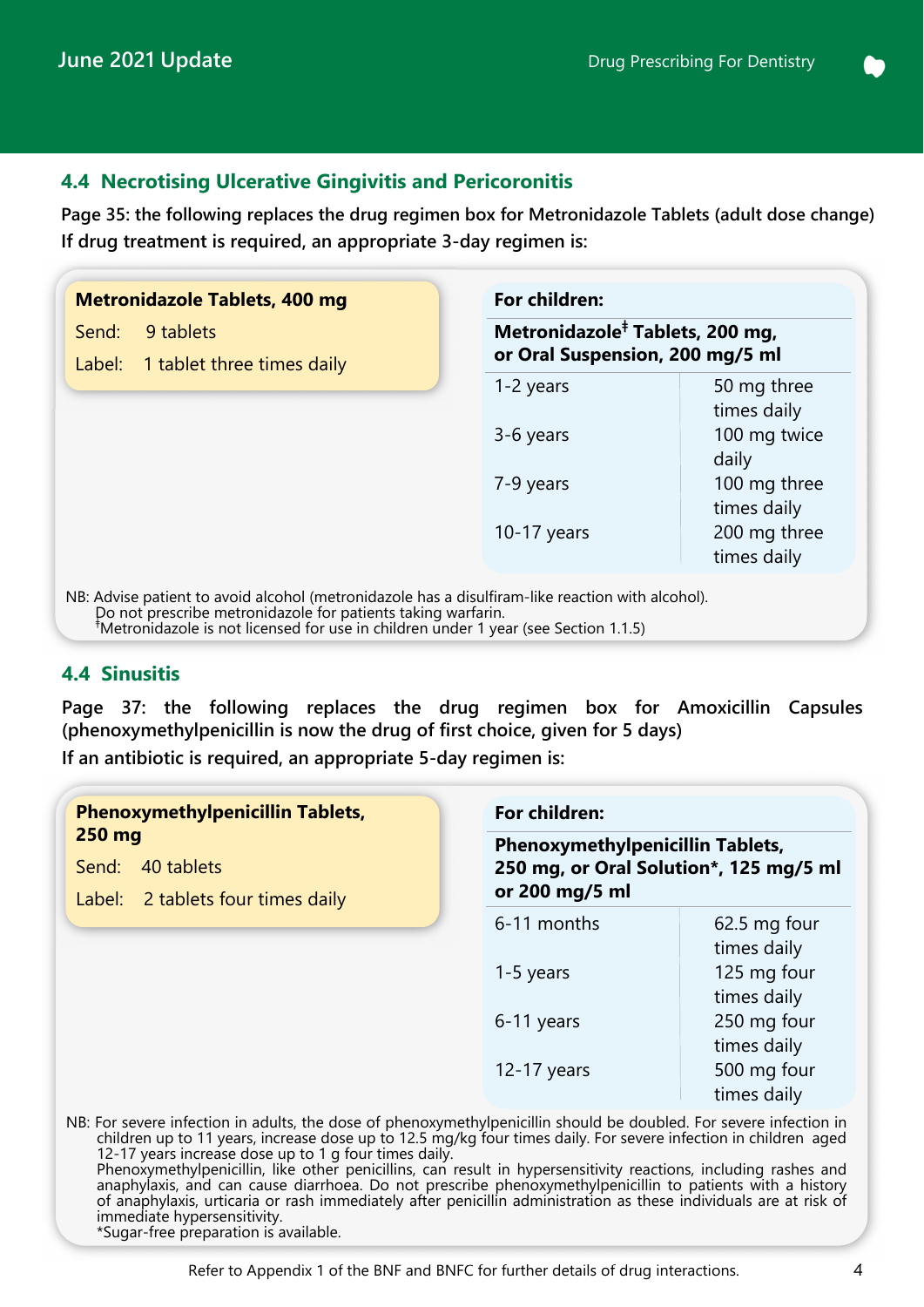## 4.4 Necrotising Ulcerative Gingivitis and Pericoronitis

**Page 35: the following replaces the drug regimen box for Metronidazole Tablets (adult dose change)**

**If drug treatment is required, an appropriate 3-day regimen is:**

**Metronidazole Tablets, 400 mg**

Send: 9 tablets

Label: 1 tablet three times daily

**For children:**

**Metronidazole‡ Tablets, 200 mg, or Oral Suspension, 200 mg/5 ml**

| | |
|---|---|
| 1-2 years | 50 mg three times daily |
| 3-6 years | 100 mg twice daily |
| 7-9 years | 100 mg three times daily |
| 10-17 years | 200 mg three times daily |

NB: Advise patient to avoid alcohol (metronidazole has a disulfiram-like reaction with alcohol).
Do not prescribe metronidazole for patients taking warfarin.
‡Metronidazole is not licensed for use in children under 1 year (see Section 1.1.5)

## 4.4 Sinusitis

**Page 37: the following replaces the drug regimen box for Amoxicillin Capsules (phenoxymethylpenicillin is now the drug of first choice, given for 5 days)**

**If an antibiotic is required, an appropriate 5-day regimen is:**

**Phenoxymethylpenicillin Tablets, 250 mg**

Send: 40 tablets

Label: 2 tablets four times daily

**For children:**

**Phenoxymethylpenicillin Tablets, 250 mg, or Oral Solution*, 125 mg/5 ml or 200 mg/5 ml**

| | |
|---|---|
| 6-11 months | 62.5 mg four times daily |
| 1-5 years | 125 mg four times daily |
| 6-11 years | 250 mg four times daily |
| 12-17 years | 500 mg four times daily |

NB: For severe infection in adults, the dose of phenoxymethylpenicillin should be doubled. For severe infection in children up to 11 years, increase dose up to 12.5 mg/kg four times daily. For severe infection in children aged 12-17 years increase dose up to 1 g four times daily.
Phenoxymethylpenicillin, like other penicillins, can result in hypersensitivity reactions, including rashes and anaphylaxis, and can cause diarrhoea. Do not prescribe phenoxymethylpenicillin to patients with a history of anaphylaxis, urticaria or rash immediately after penicillin administration as these individuals are at risk of immediate hypersensitivity.
*Sugar-free preparation is available.

Refer to Appendix 1 of the BNF and BNFC for further details of drug interactions.